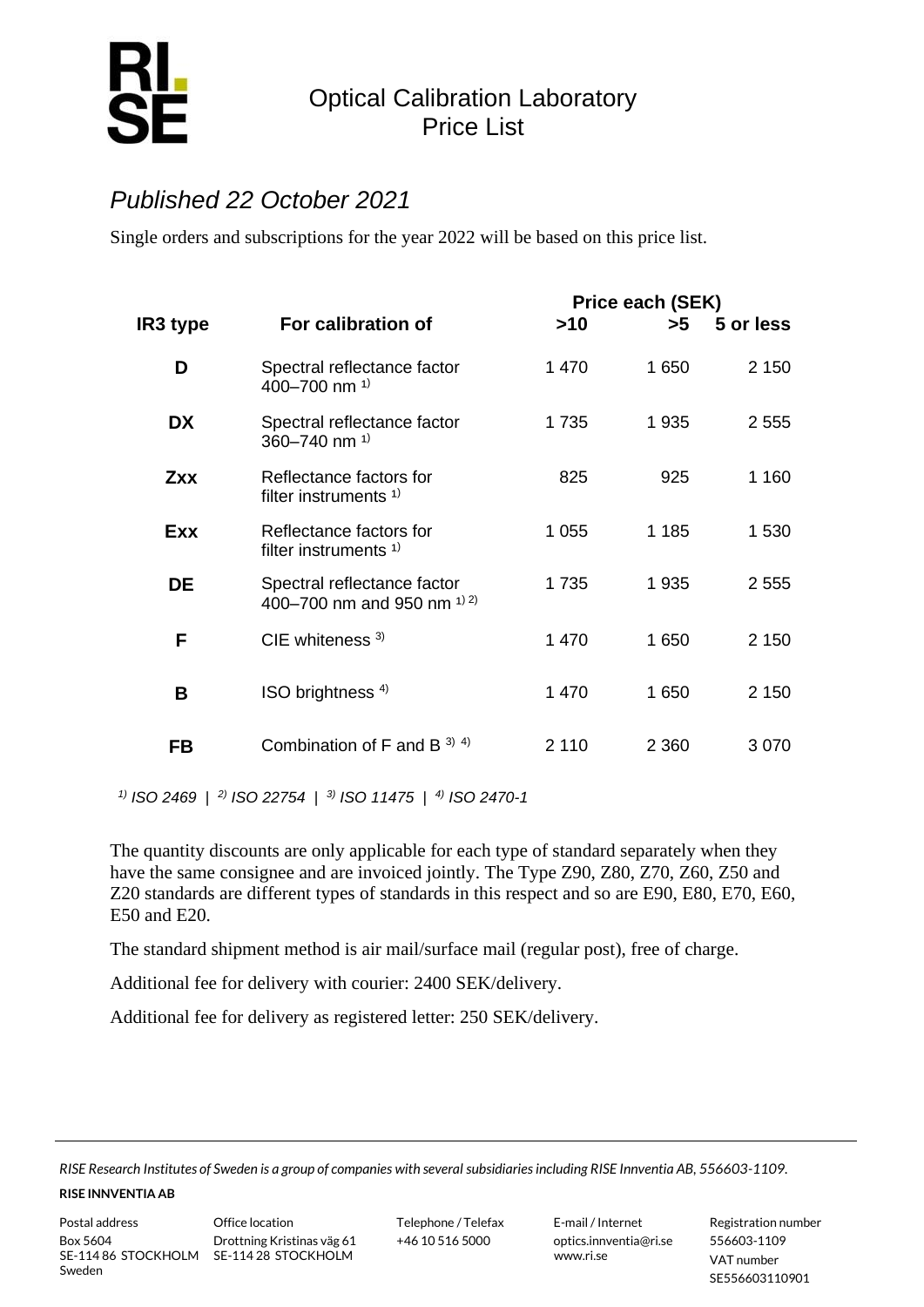# Optical Calibration Laboratory Price List

*Published 22 October 2021*

Single orders and subscriptions for the year 2022 will be based on this price list.

| IR3 type | For calibration of | Price each (SEK) >10 | >5 | 5 or less |
|---|---|---|---|---|
| **D** | Spectral reflectance factor 400–700 nm [1] | 1 470 | 1 650 | 2 150 |
| **DX** | Spectral reflectance factor 360–740 nm [1] | 1 735 | 1 935 | 2 555 |
| **Zxx** | Reflectance factors for filter instruments [1] | 825 | 925 | 1 160 |
| **Exx** | Reflectance factors for filter instruments [1] | 1 055 | 1 185 | 1 530 |
| **DE** | Spectral reflectance factor 400–700 nm and 950 nm [1] [2] | 1 735 | 1 935 | 2 555 |
| **F** | CIE whiteness [3] | 1 470 | 1 650 | 2 150 |
| **B** | ISO brightness [4] | 1 470 | 1 650 | 2 150 |
| **FB** | Combination of F and B [3] [4] | 2 110 | 2 360 | 3 070 |

*[1] ISO 2469 | [2] ISO 22754 | [3] ISO 11475 | [4] ISO 2470-1*

The quantity discounts are only applicable for each type of standard separately when they have the same consignee and are invoiced jointly. The Type Z90, Z80, Z70, Z60, Z50 and Z20 standards are different types of standards in this respect and so are E90, E80, E70, E60, E50 and E20.

The standard shipment method is air mail/surface mail (regular post), free of charge.

Additional fee for delivery with courier: 2400 SEK/delivery.

Additional fee for delivery as registered letter: 250 SEK/delivery.

*RISE Research Institutes of Sweden is a group of companies with several subsidiaries including RISE Innventia AB, 556603-1109.*

**RISE INNVENTIA AB**

| Postal address | Office location | Telephone / Telefax | E-mail / Internet | Registration number |
|---|---|---|---|---|
| Box 5604<br>SE-114 86 STOCKHOLM<br>Sweden | Drottning Kristinas väg 61<br>SE-114 28 STOCKHOLM | +46 10 516 5000 | optics.innventia@ri.se<br>www.ri.se | 556603-1109<br>VAT number<br>SE556603110901 |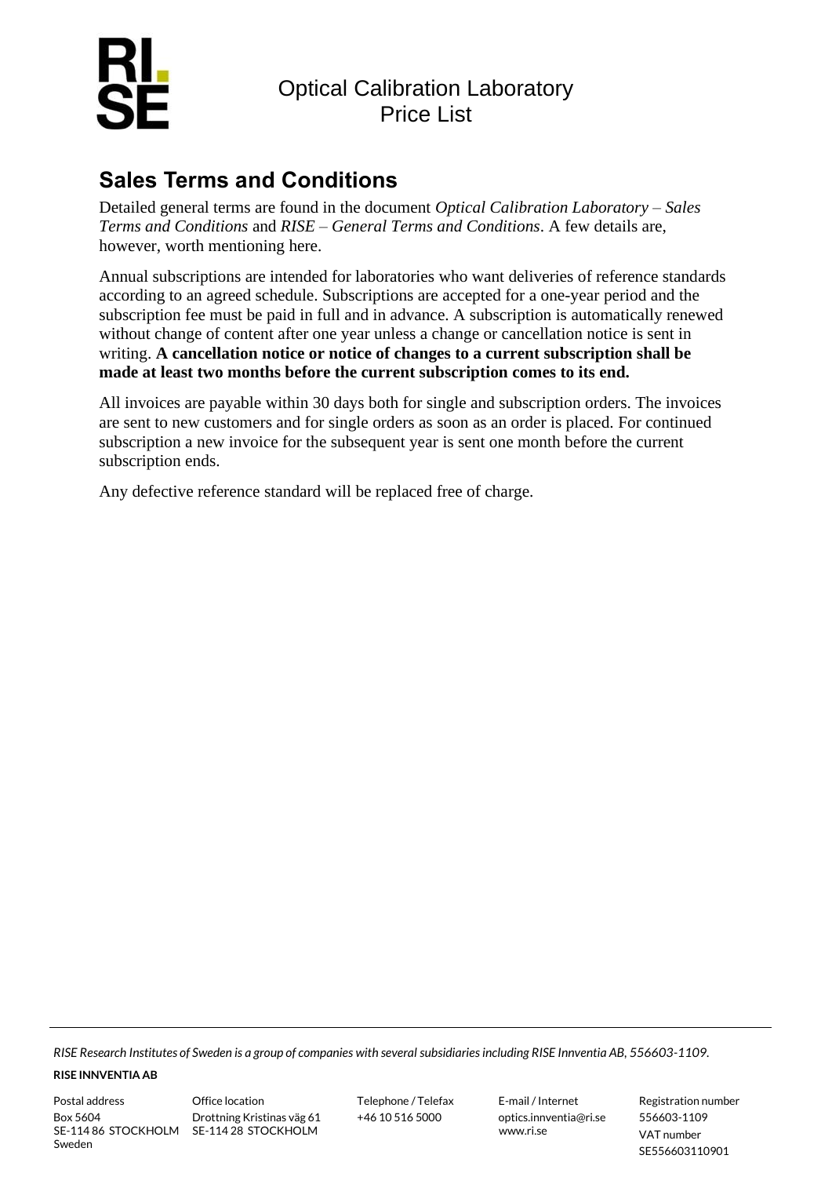## Sales Terms and Conditions

Detailed general terms are found in the document *Optical Calibration Laboratory – Sales Terms and Conditions* and *RISE – General Terms and Conditions*. A few details are, however, worth mentioning here.

Annual subscriptions are intended for laboratories who want deliveries of reference standards according to an agreed schedule. Subscriptions are accepted for a one-year period and the subscription fee must be paid in full and in advance. A subscription is automatically renewed without change of content after one year unless a change or cancellation notice is sent in writing. **A cancellation notice or notice of changes to a current subscription shall be made at least two months before the current subscription comes to its end.**

All invoices are payable within 30 days both for single and subscription orders. The invoices are sent to new customers and for single orders as soon as an order is placed. For continued subscription a new invoice for the subsequent year is sent one month before the current subscription ends.

Any defective reference standard will be replaced free of charge.